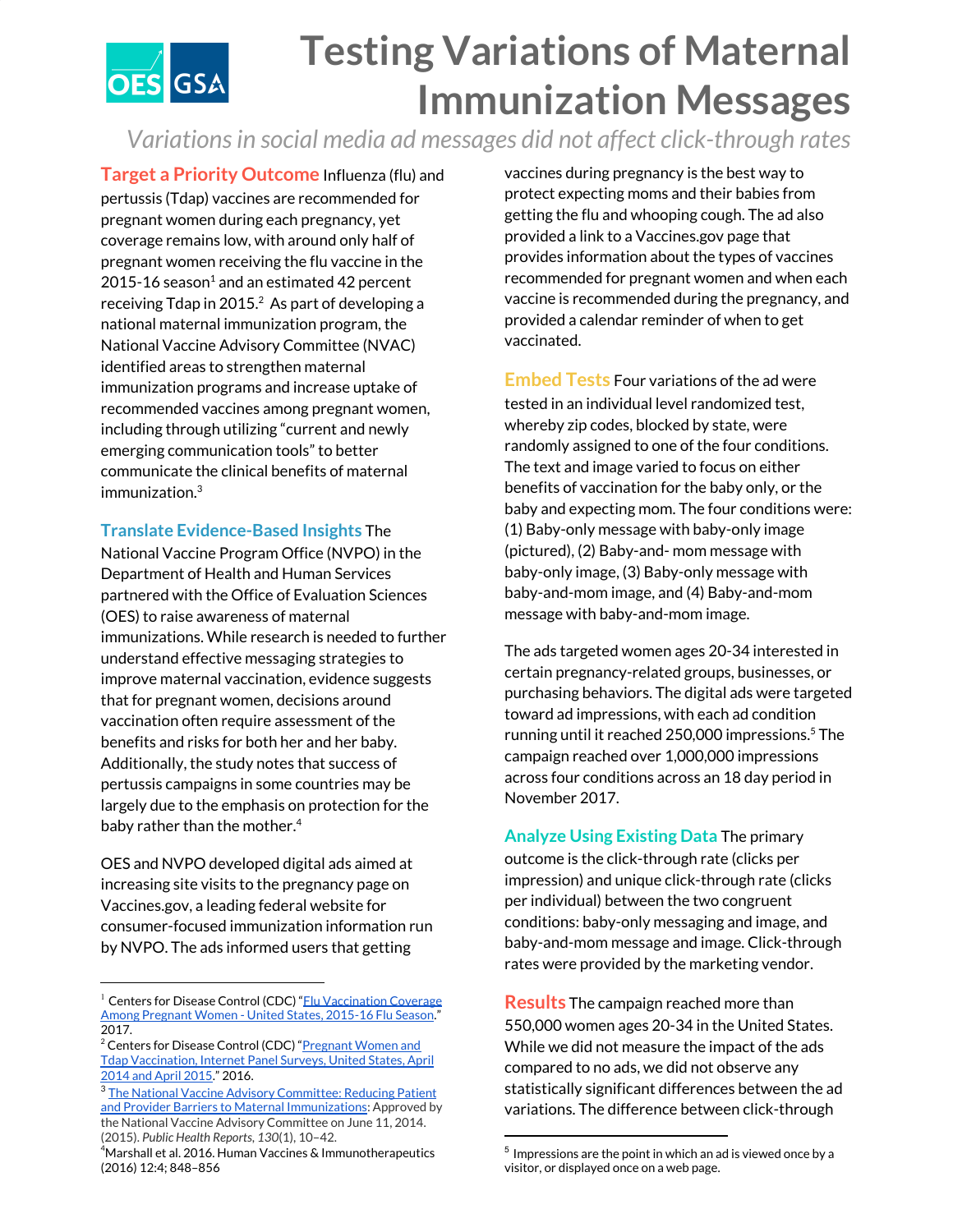# Testing Variations of Maternal Immunization Messages

*Variations in social media ad messages did not affect click-through rates*

**Target a Priority Outcome** Influenza (flu) and pertussis (Tdap) vaccines are recommended for pregnant women during each pregnancy, yet coverage remains low, with around only half of pregnant women receiving the flu vaccine in the 2015-16 season[1] and an estimated 42 percent receiving Tdap in 2015.[2] As part of developing a national maternal immunization program, the National Vaccine Advisory Committee (NVAC) identified areas to strengthen maternal immunization programs and increase uptake of recommended vaccines among pregnant women, including through utilizing "current and newly emerging communication tools" to better communicate the clinical benefits of maternal immunization.[3]

**Translate Evidence-Based Insights** The National Vaccine Program Office (NVPO) in the Department of Health and Human Services partnered with the Office of Evaluation Sciences (OES) to raise awareness of maternal immunizations. While research is needed to further understand effective messaging strategies to improve maternal vaccination, evidence suggests that for pregnant women, decisions around vaccination often require assessment of the benefits and risks for both her and her baby. Additionally, the study notes that success of pertussis campaigns in some countries may be largely due to the emphasis on protection for the baby rather than the mother.[4]

OES and NVPO developed digital ads aimed at increasing site visits to the pregnancy page on Vaccines.gov, a leading federal website for consumer-focused immunization information run by NVPO. The ads informed users that getting vaccines during pregnancy is the best way to protect expecting moms and their babies from getting the flu and whooping cough. The ad also provided a link to a Vaccines.gov page that provides information about the types of vaccines recommended for pregnant women and when each vaccine is recommended during the pregnancy, and provided a calendar reminder of when to get vaccinated.

**Embed Tests** Four variations of the ad were tested in an individual level randomized test, whereby zip codes, blocked by state, were randomly assigned to one of the four conditions. The text and image varied to focus on either benefits of vaccination for the baby only, or the baby and expecting mom. The four conditions were: (1) Baby-only message with baby-only image (pictured), (2) Baby-and- mom message with baby-only image, (3) Baby-only message with baby-and-mom image, and (4) Baby-and-mom message with baby-and-mom image.

The ads targeted women ages 20-34 interested in certain pregnancy-related groups, businesses, or purchasing behaviors. The digital ads were targeted toward ad impressions, with each ad condition running until it reached 250,000 impressions.[5] The campaign reached over 1,000,000 impressions across four conditions across an 18 day period in November 2017.

**Analyze Using Existing Data** The primary outcome is the click-through rate (clicks per impression) and unique click-through rate (clicks per individual) between the two congruent conditions: baby-only messaging and image, and baby-and-mom message and image. Click-through rates were provided by the marketing vendor.

**Results** The campaign reached more than 550,000 women ages 20-34 in the United States. While we did not measure the impact of the ads compared to no ads, we did not observe any statistically significant differences between the ad variations. The difference between click-through

---

[1] Centers for Disease Control (CDC) "Flu Vaccination Coverage Among Pregnant Women - United States, 2015-16 Flu Season." 2017.

[2] Centers for Disease Control (CDC) "Pregnant Women and Tdap Vaccination, Internet Panel Surveys, United States, April 2014 and April 2015." 2016.

[3] The National Vaccine Advisory Committee: Reducing Patient and Provider Barriers to Maternal Immunizations: Approved by the National Vaccine Advisory Committee on June 11, 2014. (2015). *Public Health Reports, 130*(1), 10–42.

[4] Marshall et al. 2016. Human Vaccines & Immunotherapeutics (2016) 12:4; 848–856

[5] Impressions are the point in which an ad is viewed once by a visitor, or displayed once on a web page.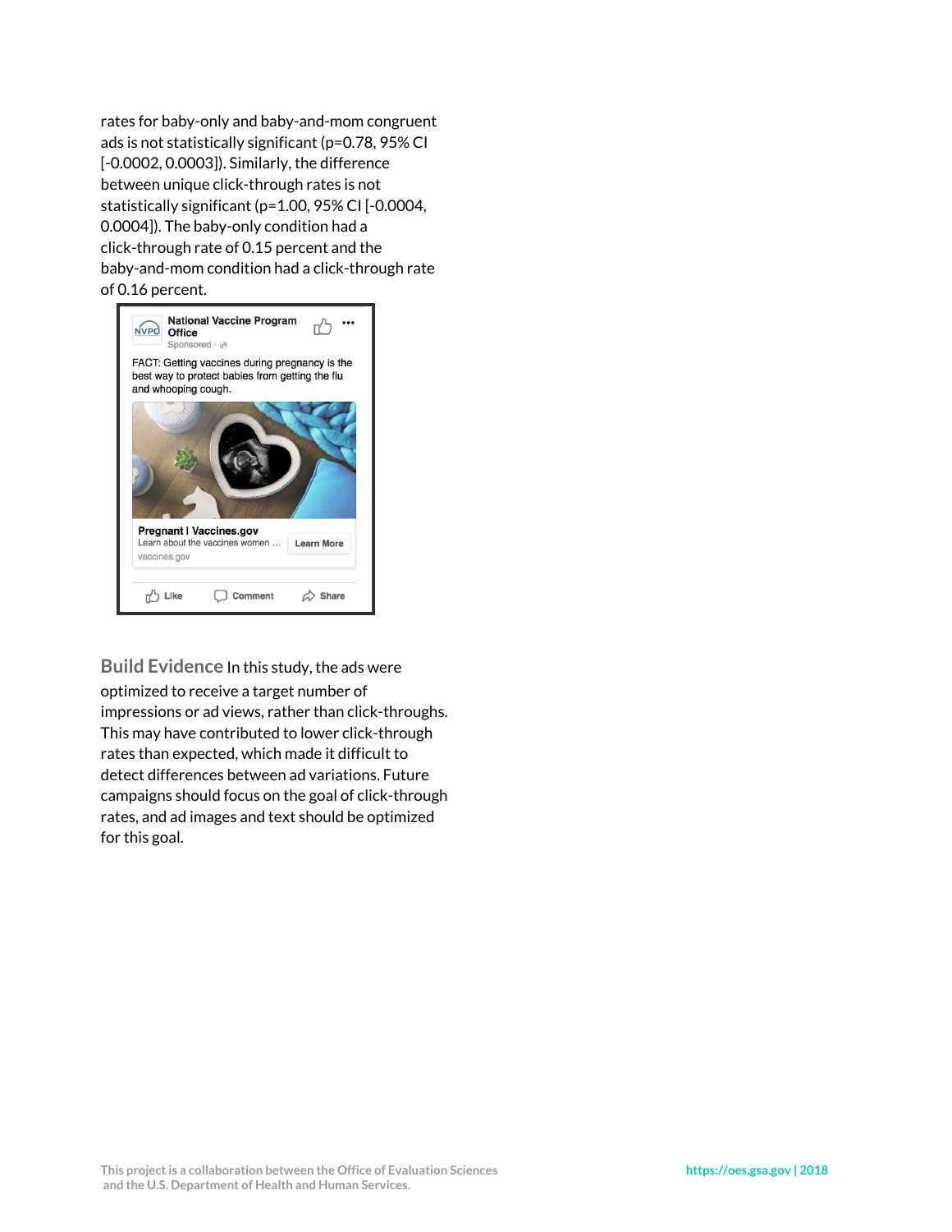rates for baby-only and baby-and-mom congruent ads is not statistically significant ($p=0.78$, 95% CI [-0.0002, 0.0003]). Similarly, the difference between unique click-through rates is not statistically significant ($p=1.00$, 95% CI [-0.0004, 0.0004]). The baby-only condition had a click-through rate of 0.15 percent and the baby-and-mom condition had a click-through rate of 0.16 percent.

**Build Evidence** In this study, the ads were optimized to receive a target number of impressions or ad views, rather than click-throughs. This may have contributed to lower click-through rates than expected, which made it difficult to detect differences between ad variations. Future campaigns should focus on the goal of click-through rates, and ad images and text should be optimized for this goal.